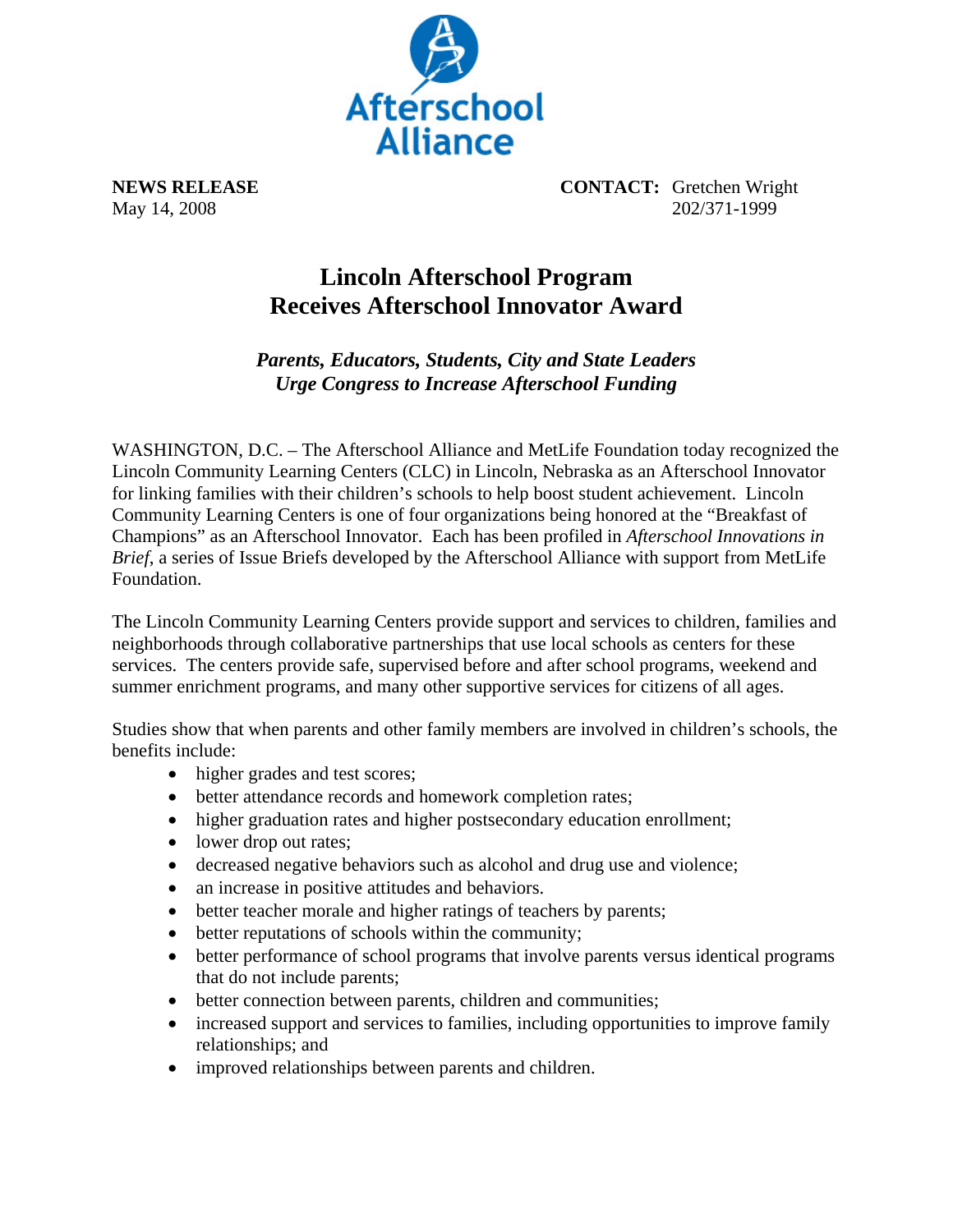Afterschool Alliance

**NEWS RELEASE**
May 14, 2008

**CONTACT:** Gretchen Wright
202/371-1999

# Lincoln Afterschool Program Receives Afterschool Innovator Award

## *Parents, Educators, Students, City and State Leaders Urge Congress to Increase Afterschool Funding*

WASHINGTON, D.C. – The Afterschool Alliance and MetLife Foundation today recognized the Lincoln Community Learning Centers (CLC) in Lincoln, Nebraska as an Afterschool Innovator for linking families with their children's schools to help boost student achievement. Lincoln Community Learning Centers is one of four organizations being honored at the "Breakfast of Champions" as an Afterschool Innovator. Each has been profiled in *Afterschool Innovations in Brief*, a series of Issue Briefs developed by the Afterschool Alliance with support from MetLife Foundation.

The Lincoln Community Learning Centers provide support and services to children, families and neighborhoods through collaborative partnerships that use local schools as centers for these services. The centers provide safe, supervised before and after school programs, weekend and summer enrichment programs, and many other supportive services for citizens of all ages.

Studies show that when parents and other family members are involved in children's schools, the benefits include:

- higher grades and test scores;
- better attendance records and homework completion rates;
- higher graduation rates and higher postsecondary education enrollment;
- lower drop out rates;
- decreased negative behaviors such as alcohol and drug use and violence;
- an increase in positive attitudes and behaviors.
- better teacher morale and higher ratings of teachers by parents;
- better reputations of schools within the community;
- better performance of school programs that involve parents versus identical programs that do not include parents;
- better connection between parents, children and communities;
- increased support and services to families, including opportunities to improve family relationships; and
- improved relationships between parents and children.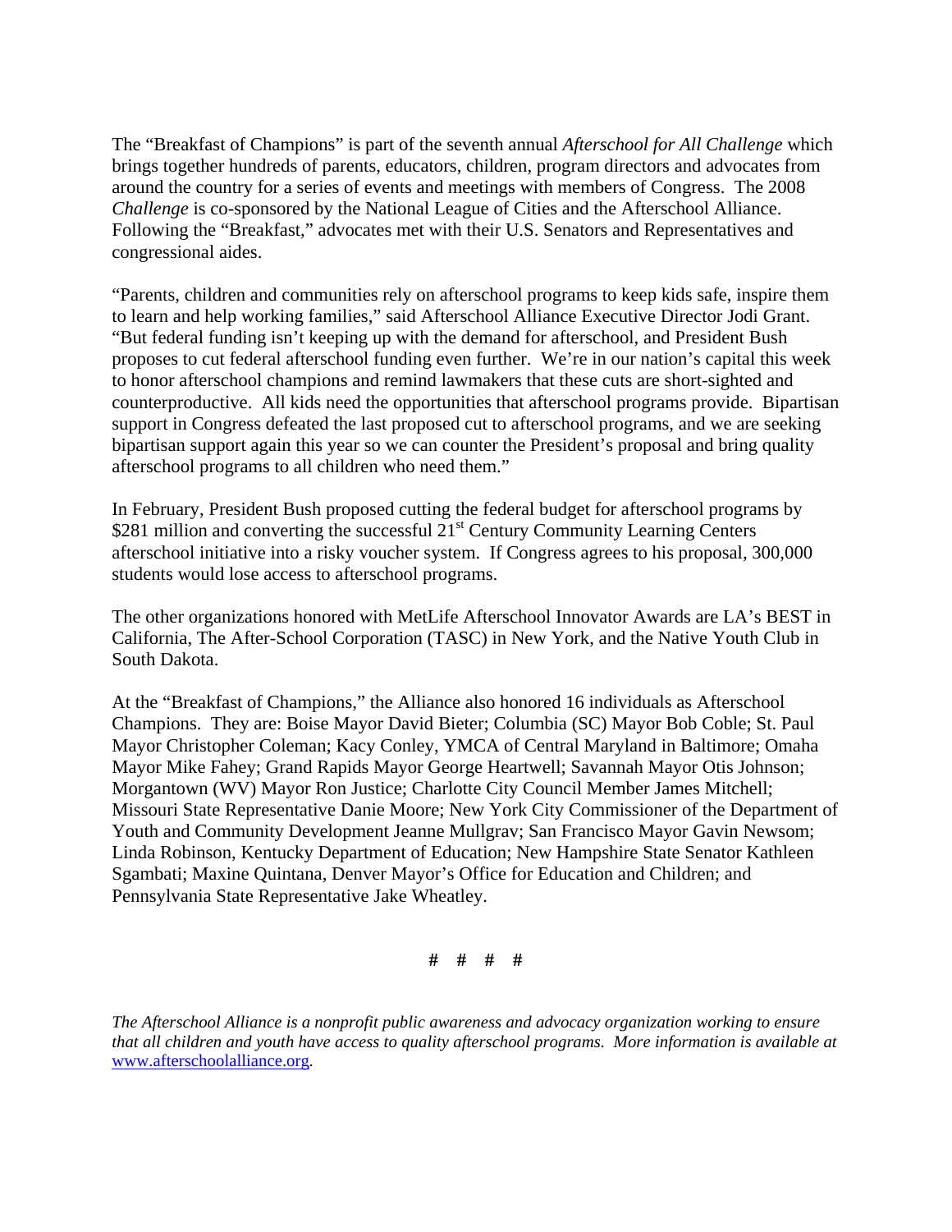The "Breakfast of Champions" is part of the seventh annual *Afterschool for All Challenge* which brings together hundreds of parents, educators, children, program directors and advocates from around the country for a series of events and meetings with members of Congress. The 2008 *Challenge* is co-sponsored by the National League of Cities and the Afterschool Alliance. Following the "Breakfast," advocates met with their U.S. Senators and Representatives and congressional aides.

"Parents, children and communities rely on afterschool programs to keep kids safe, inspire them to learn and help working families," said Afterschool Alliance Executive Director Jodi Grant. "But federal funding isn't keeping up with the demand for afterschool, and President Bush proposes to cut federal afterschool funding even further. We're in our nation's capital this week to honor afterschool champions and remind lawmakers that these cuts are short-sighted and counterproductive. All kids need the opportunities that afterschool programs provide. Bipartisan support in Congress defeated the last proposed cut to afterschool programs, and we are seeking bipartisan support again this year so we can counter the President's proposal and bring quality afterschool programs to all children who need them."

In February, President Bush proposed cutting the federal budget for afterschool programs by $281 million and converting the successful 21st Century Community Learning Centers afterschool initiative into a risky voucher system. If Congress agrees to his proposal, 300,000 students would lose access to afterschool programs.

The other organizations honored with MetLife Afterschool Innovator Awards are LA's BEST in California, The After-School Corporation (TASC) in New York, and the Native Youth Club in South Dakota.

At the "Breakfast of Champions," the Alliance also honored 16 individuals as Afterschool Champions. They are: Boise Mayor David Bieter; Columbia (SC) Mayor Bob Coble; St. Paul Mayor Christopher Coleman; Kacy Conley, YMCA of Central Maryland in Baltimore; Omaha Mayor Mike Fahey; Grand Rapids Mayor George Heartwell; Savannah Mayor Otis Johnson; Morgantown (WV) Mayor Ron Justice; Charlotte City Council Member James Mitchell; Missouri State Representative Danie Moore; New York City Commissioner of the Department of Youth and Community Development Jeanne Mullgrav; San Francisco Mayor Gavin Newsom; Linda Robinson, Kentucky Department of Education; New Hampshire State Senator Kathleen Sgambati; Maxine Quintana, Denver Mayor's Office for Education and Children; and Pennsylvania State Representative Jake Wheatley.

# # # #

*The Afterschool Alliance is a nonprofit public awareness and advocacy organization working to ensure that all children and youth have access to quality afterschool programs. More information is available at* [www.afterschoolalliance.org](http://www.afterschoolalliance.org)*.*